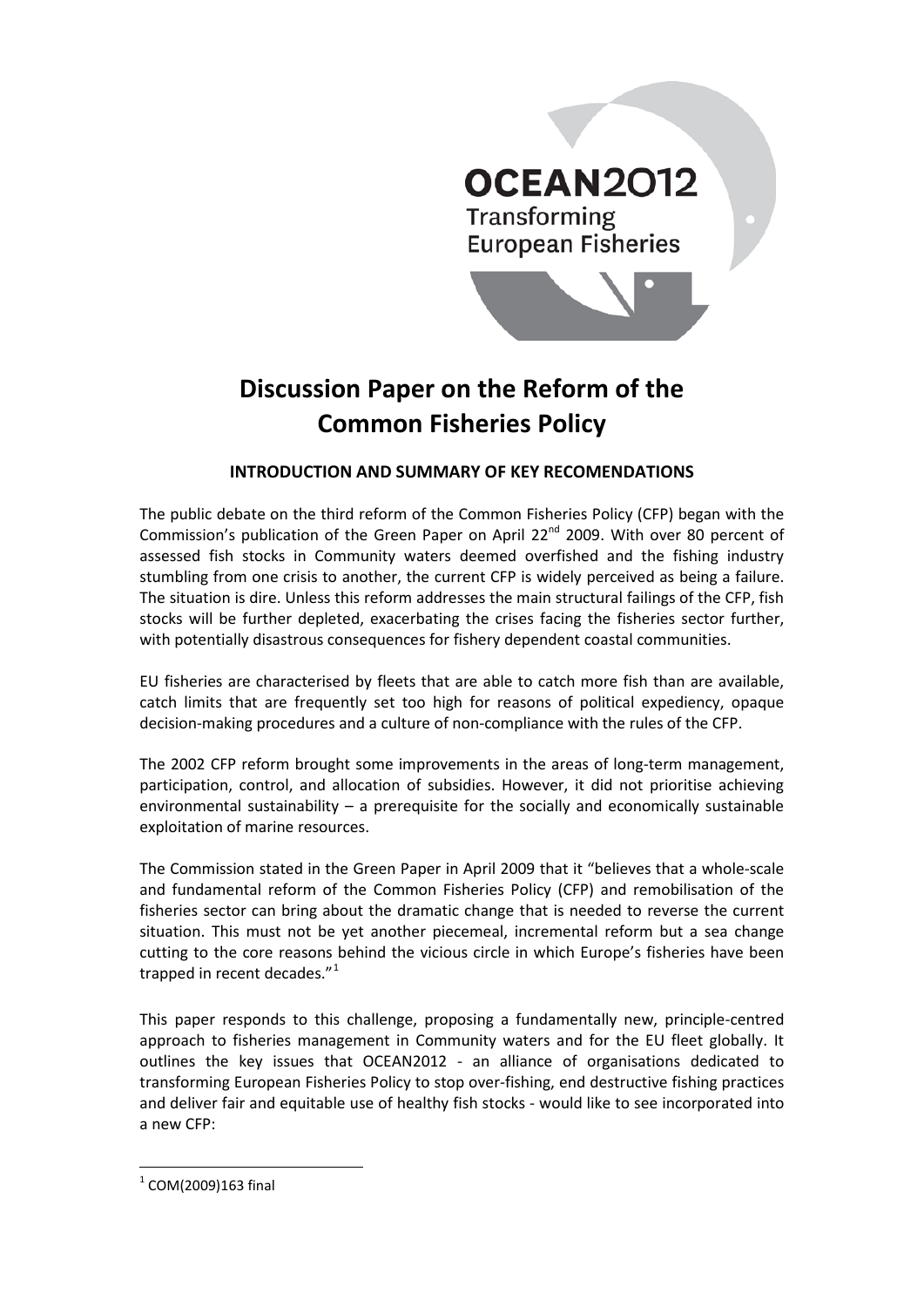OCEAN2012

Transforming European Fisheries

# Discussion Paper on the Reform of the Common Fisheries Policy

## INTRODUCTION AND SUMMARY OF KEY RECOMENDATIONS

The public debate on the third reform of the Common Fisheries Policy (CFP) began with the Commission's publication of the Green Paper on April 22nd 2009. With over 80 percent of assessed fish stocks in Community waters deemed overfished and the fishing industry stumbling from one crisis to another, the current CFP is widely perceived as being a failure. The situation is dire. Unless this reform addresses the main structural failings of the CFP, fish stocks will be further depleted, exacerbating the crises facing the fisheries sector further, with potentially disastrous consequences for fishery dependent coastal communities.

EU fisheries are characterised by fleets that are able to catch more fish than are available, catch limits that are frequently set too high for reasons of political expediency, opaque decision-making procedures and a culture of non-compliance with the rules of the CFP.

The 2002 CFP reform brought some improvements in the areas of long-term management, participation, control, and allocation of subsidies. However, it did not prioritise achieving environmental sustainability – a prerequisite for the socially and economically sustainable exploitation of marine resources.

The Commission stated in the Green Paper in April 2009 that it "believes that a whole-scale and fundamental reform of the Common Fisheries Policy (CFP) and remobilisation of the fisheries sector can bring about the dramatic change that is needed to reverse the current situation. This must not be yet another piecemeal, incremental reform but a sea change cutting to the core reasons behind the vicious circle in which Europe's fisheries have been trapped in recent decades."[1]

This paper responds to this challenge, proposing a fundamentally new, principle-centred approach to fisheries management in Community waters and for the EU fleet globally. It outlines the key issues that OCEAN2012 - an alliance of organisations dedicated to transforming European Fisheries Policy to stop over-fishing, end destructive fishing practices and deliver fair and equitable use of healthy fish stocks - would like to see incorporated into a new CFP:

---

[1] COM(2009)163 final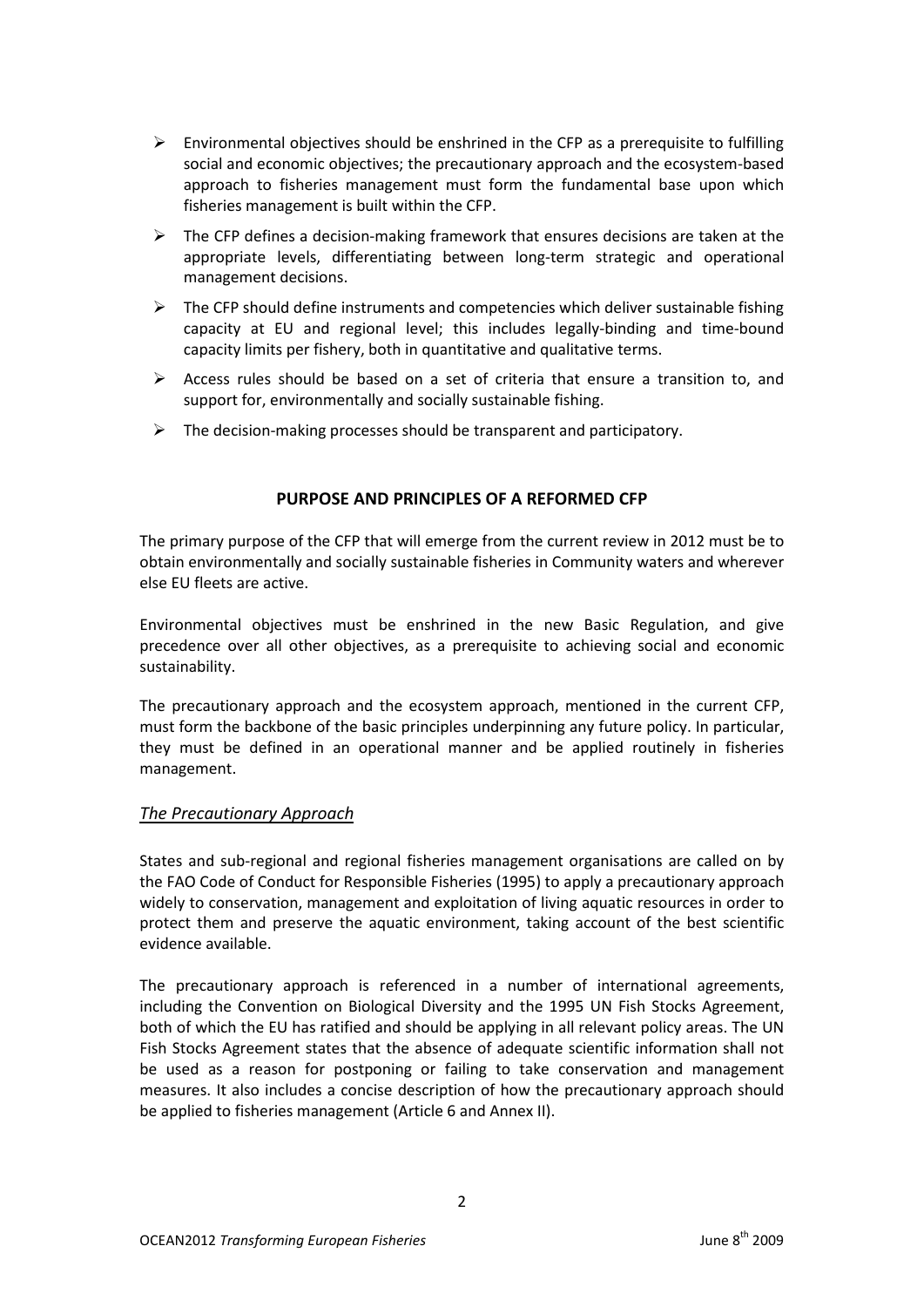- Environmental objectives should be enshrined in the CFP as a prerequisite to fulfilling social and economic objectives; the precautionary approach and the ecosystem-based approach to fisheries management must form the fundamental base upon which fisheries management is built within the CFP.
- The CFP defines a decision-making framework that ensures decisions are taken at the appropriate levels, differentiating between long-term strategic and operational management decisions.
- The CFP should define instruments and competencies which deliver sustainable fishing capacity at EU and regional level; this includes legally-binding and time-bound capacity limits per fishery, both in quantitative and qualitative terms.
- Access rules should be based on a set of criteria that ensure a transition to, and support for, environmentally and socially sustainable fishing.
- The decision-making processes should be transparent and participatory.

## PURPOSE AND PRINCIPLES OF A REFORMED CFP

The primary purpose of the CFP that will emerge from the current review in 2012 must be to obtain environmentally and socially sustainable fisheries in Community waters and wherever else EU fleets are active.

Environmental objectives must be enshrined in the new Basic Regulation, and give precedence over all other objectives, as a prerequisite to achieving social and economic sustainability.

The precautionary approach and the ecosystem approach, mentioned in the current CFP, must form the backbone of the basic principles underpinning any future policy. In particular, they must be defined in an operational manner and be applied routinely in fisheries management.

### *The Precautionary Approach*

States and sub-regional and regional fisheries management organisations are called on by the FAO Code of Conduct for Responsible Fisheries (1995) to apply a precautionary approach widely to conservation, management and exploitation of living aquatic resources in order to protect them and preserve the aquatic environment, taking account of the best scientific evidence available.

The precautionary approach is referenced in a number of international agreements, including the Convention on Biological Diversity and the 1995 UN Fish Stocks Agreement, both of which the EU has ratified and should be applying in all relevant policy areas. The UN Fish Stocks Agreement states that the absence of adequate scientific information shall not be used as a reason for postponing or failing to take conservation and management measures. It also includes a concise description of how the precautionary approach should be applied to fisheries management (Article 6 and Annex II).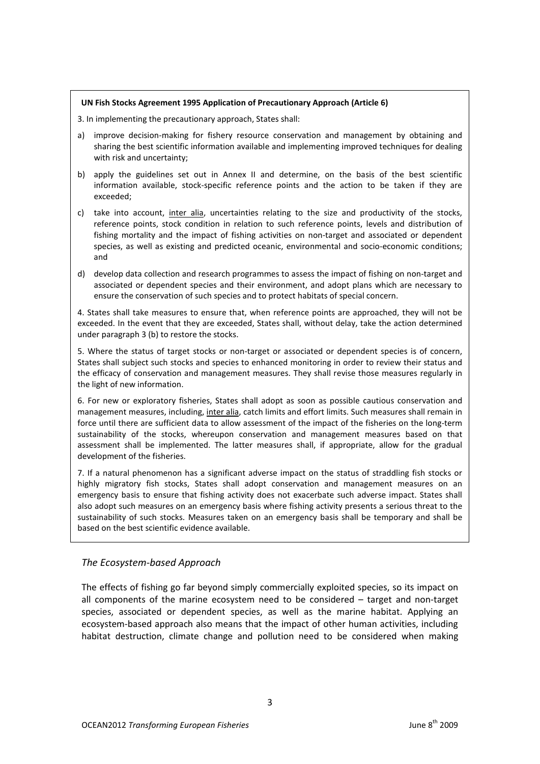**UN Fish Stocks Agreement 1995 Application of Precautionary Approach (Article 6)**

3. In implementing the precautionary approach, States shall:

a) improve decision-making for fishery resource conservation and management by obtaining and sharing the best scientific information available and implementing improved techniques for dealing with risk and uncertainty;

b) apply the guidelines set out in Annex II and determine, on the basis of the best scientific information available, stock-specific reference points and the action to be taken if they are exceeded;

c) take into account, inter alia, uncertainties relating to the size and productivity of the stocks, reference points, stock condition in relation to such reference points, levels and distribution of fishing mortality and the impact of fishing activities on non-target and associated or dependent species, as well as existing and predicted oceanic, environmental and socio-economic conditions; and

d) develop data collection and research programmes to assess the impact of fishing on non-target and associated or dependent species and their environment, and adopt plans which are necessary to ensure the conservation of such species and to protect habitats of special concern.

4. States shall take measures to ensure that, when reference points are approached, they will not be exceeded. In the event that they are exceeded, States shall, without delay, take the action determined under paragraph 3 (b) to restore the stocks.

5. Where the status of target stocks or non-target or associated or dependent species is of concern, States shall subject such stocks and species to enhanced monitoring in order to review their status and the efficacy of conservation and management measures. They shall revise those measures regularly in the light of new information.

6. For new or exploratory fisheries, States shall adopt as soon as possible cautious conservation and management measures, including, inter alia, catch limits and effort limits. Such measures shall remain in force until there are sufficient data to allow assessment of the impact of the fisheries on the long-term sustainability of the stocks, whereupon conservation and management measures based on that assessment shall be implemented. The latter measures shall, if appropriate, allow for the gradual development of the fisheries.

7. If a natural phenomenon has a significant adverse impact on the status of straddling fish stocks or highly migratory fish stocks, States shall adopt conservation and management measures on an emergency basis to ensure that fishing activity does not exacerbate such adverse impact. States shall also adopt such measures on an emergency basis where fishing activity presents a serious threat to the sustainability of such stocks. Measures taken on an emergency basis shall be temporary and shall be based on the best scientific evidence available.

### *The Ecosystem-based Approach*

The effects of fishing go far beyond simply commercially exploited species, so its impact on all components of the marine ecosystem need to be considered – target and non-target species, associated or dependent species, as well as the marine habitat. Applying an ecosystem-based approach also means that the impact of other human activities, including habitat destruction, climate change and pollution need to be considered when making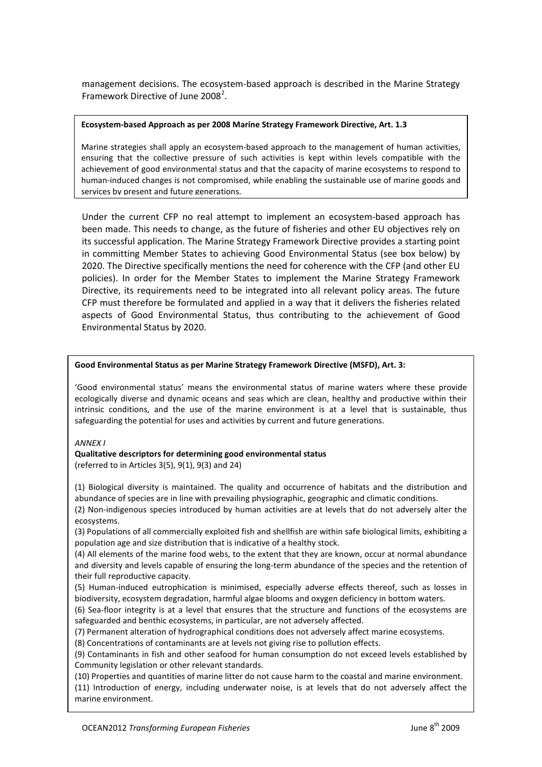management decisions. The ecosystem-based approach is described in the Marine Strategy Framework Directive of June 2008[2].

**Ecosystem-based Approach as per 2008 Marine Strategy Framework Directive, Art. 1.3**

Marine strategies shall apply an ecosystem-based approach to the management of human activities, ensuring that the collective pressure of such activities is kept within levels compatible with the achievement of good environmental status and that the capacity of marine ecosystems to respond to human-induced changes is not compromised, while enabling the sustainable use of marine goods and services by present and future generations.

Under the current CFP no real attempt to implement an ecosystem-based approach has been made. This needs to change, as the future of fisheries and other EU objectives rely on its successful application. The Marine Strategy Framework Directive provides a starting point in committing Member States to achieving Good Environmental Status (see box below) by 2020. The Directive specifically mentions the need for coherence with the CFP (and other EU policies). In order for the Member States to implement the Marine Strategy Framework Directive, its requirements need to be integrated into all relevant policy areas. The future CFP must therefore be formulated and applied in a way that it delivers the fisheries related aspects of Good Environmental Status, thus contributing to the achievement of Good Environmental Status by 2020.

**Good Environmental Status as per Marine Strategy Framework Directive (MSFD), Art. 3:**

'Good environmental status' means the environmental status of marine waters where these provide ecologically diverse and dynamic oceans and seas which are clean, healthy and productive within their intrinsic conditions, and the use of the marine environment is at a level that is sustainable, thus safeguarding the potential for uses and activities by current and future generations.

*ANNEX I*

**Qualitative descriptors for determining good environmental status**
(referred to in Articles 3(5), 9(1), 9(3) and 24)

(1) Biological diversity is maintained. The quality and occurrence of habitats and the distribution and abundance of species are in line with prevailing physiographic, geographic and climatic conditions.
(2) Non-indigenous species introduced by human activities are at levels that do not adversely alter the ecosystems.
(3) Populations of all commercially exploited fish and shellfish are within safe biological limits, exhibiting a population age and size distribution that is indicative of a healthy stock.
(4) All elements of the marine food webs, to the extent that they are known, occur at normal abundance and diversity and levels capable of ensuring the long-term abundance of the species and the retention of their full reproductive capacity.
(5) Human-induced eutrophication is minimised, especially adverse effects thereof, such as losses in biodiversity, ecosystem degradation, harmful algae blooms and oxygen deficiency in bottom waters.
(6) Sea-floor integrity is at a level that ensures that the structure and functions of the ecosystems are safeguarded and benthic ecosystems, in particular, are not adversely affected.
(7) Permanent alteration of hydrographical conditions does not adversely affect marine ecosystems.
(8) Concentrations of contaminants are at levels not giving rise to pollution effects.
(9) Contaminants in fish and other seafood for human consumption do not exceed levels established by Community legislation or other relevant standards.
(10) Properties and quantities of marine litter do not cause harm to the coastal and marine environment.
(11) Introduction of energy, including underwater noise, is at levels that do not adversely affect the marine environment.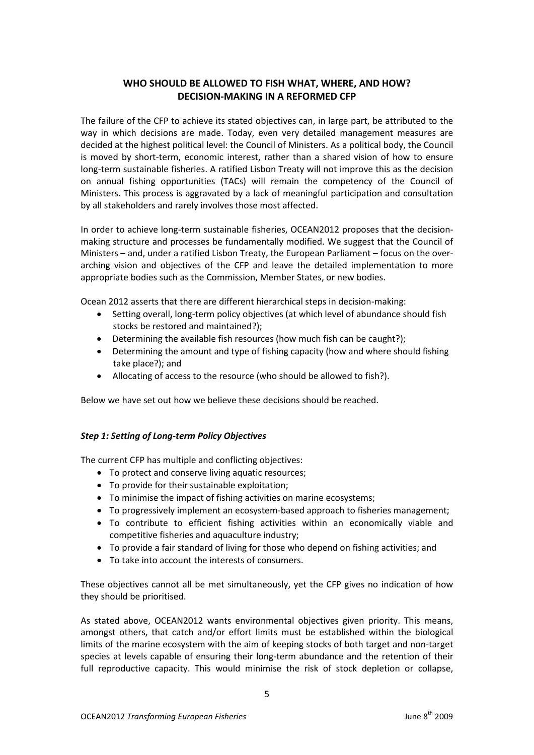## WHO SHOULD BE ALLOWED TO FISH WHAT, WHERE, AND HOW? DECISION-MAKING IN A REFORMED CFP

The failure of the CFP to achieve its stated objectives can, in large part, be attributed to the way in which decisions are made. Today, even very detailed management measures are decided at the highest political level: the Council of Ministers. As a political body, the Council is moved by short-term, economic interest, rather than a shared vision of how to ensure long-term sustainable fisheries. A ratified Lisbon Treaty will not improve this as the decision on annual fishing opportunities (TACs) will remain the competency of the Council of Ministers. This process is aggravated by a lack of meaningful participation and consultation by all stakeholders and rarely involves those most affected.

In order to achieve long-term sustainable fisheries, OCEAN2012 proposes that the decision-making structure and processes be fundamentally modified. We suggest that the Council of Ministers – and, under a ratified Lisbon Treaty, the European Parliament – focus on the over-arching vision and objectives of the CFP and leave the detailed implementation to more appropriate bodies such as the Commission, Member States, or new bodies.

Ocean 2012 asserts that there are different hierarchical steps in decision-making:

- Setting overall, long-term policy objectives (at which level of abundance should fish stocks be restored and maintained?);
- Determining the available fish resources (how much fish can be caught?);
- Determining the amount and type of fishing capacity (how and where should fishing take place?); and
- Allocating of access to the resource (who should be allowed to fish?).

Below we have set out how we believe these decisions should be reached.

### *Step 1: Setting of Long-term Policy Objectives*

The current CFP has multiple and conflicting objectives:

- To protect and conserve living aquatic resources;
- To provide for their sustainable exploitation;
- To minimise the impact of fishing activities on marine ecosystems;
- To progressively implement an ecosystem-based approach to fisheries management;
- To contribute to efficient fishing activities within an economically viable and competitive fisheries and aquaculture industry;
- To provide a fair standard of living for those who depend on fishing activities; and
- To take into account the interests of consumers.

These objectives cannot all be met simultaneously, yet the CFP gives no indication of how they should be prioritised.

As stated above, OCEAN2012 wants environmental objectives given priority. This means, amongst others, that catch and/or effort limits must be established within the biological limits of the marine ecosystem with the aim of keeping stocks of both target and non-target species at levels capable of ensuring their long-term abundance and the retention of their full reproductive capacity. This would minimise the risk of stock depletion or collapse,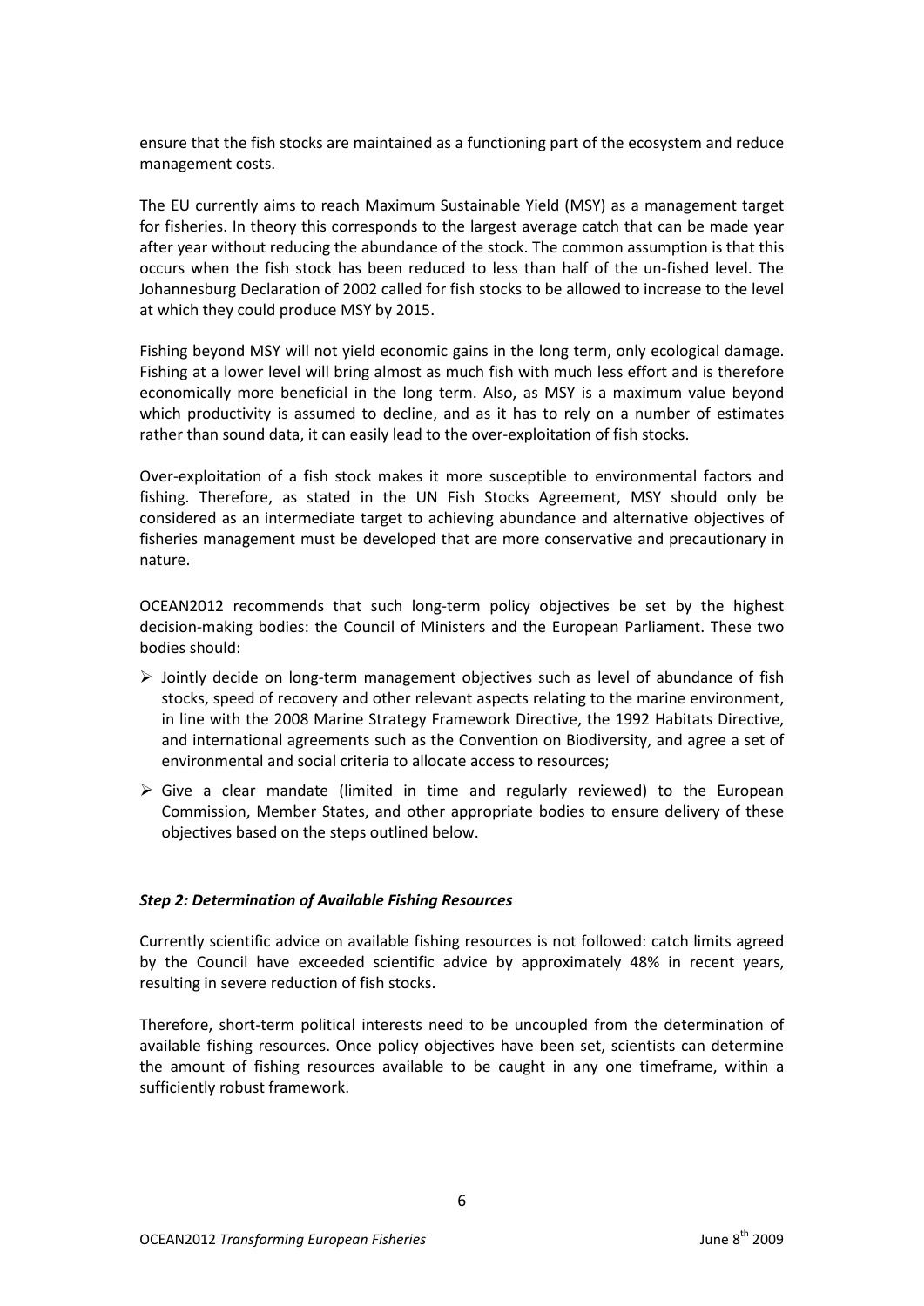ensure that the fish stocks are maintained as a functioning part of the ecosystem and reduce management costs.

The EU currently aims to reach Maximum Sustainable Yield (MSY) as a management target for fisheries. In theory this corresponds to the largest average catch that can be made year after year without reducing the abundance of the stock. The common assumption is that this occurs when the fish stock has been reduced to less than half of the un-fished level. The Johannesburg Declaration of 2002 called for fish stocks to be allowed to increase to the level at which they could produce MSY by 2015.

Fishing beyond MSY will not yield economic gains in the long term, only ecological damage. Fishing at a lower level will bring almost as much fish with much less effort and is therefore economically more beneficial in the long term. Also, as MSY is a maximum value beyond which productivity is assumed to decline, and as it has to rely on a number of estimates rather than sound data, it can easily lead to the over-exploitation of fish stocks.

Over-exploitation of a fish stock makes it more susceptible to environmental factors and fishing. Therefore, as stated in the UN Fish Stocks Agreement, MSY should only be considered as an intermediate target to achieving abundance and alternative objectives of fisheries management must be developed that are more conservative and precautionary in nature.

OCEAN2012 recommends that such long-term policy objectives be set by the highest decision-making bodies: the Council of Ministers and the European Parliament. These two bodies should:

- Jointly decide on long-term management objectives such as level of abundance of fish stocks, speed of recovery and other relevant aspects relating to the marine environment, in line with the 2008 Marine Strategy Framework Directive, the 1992 Habitats Directive, and international agreements such as the Convention on Biodiversity, and agree a set of environmental and social criteria to allocate access to resources;
- Give a clear mandate (limited in time and regularly reviewed) to the European Commission, Member States, and other appropriate bodies to ensure delivery of these objectives based on the steps outlined below.

### *Step 2: Determination of Available Fishing Resources*

Currently scientific advice on available fishing resources is not followed: catch limits agreed by the Council have exceeded scientific advice by approximately 48% in recent years, resulting in severe reduction of fish stocks.

Therefore, short-term political interests need to be uncoupled from the determination of available fishing resources. Once policy objectives have been set, scientists can determine the amount of fishing resources available to be caught in any one timeframe, within a sufficiently robust framework.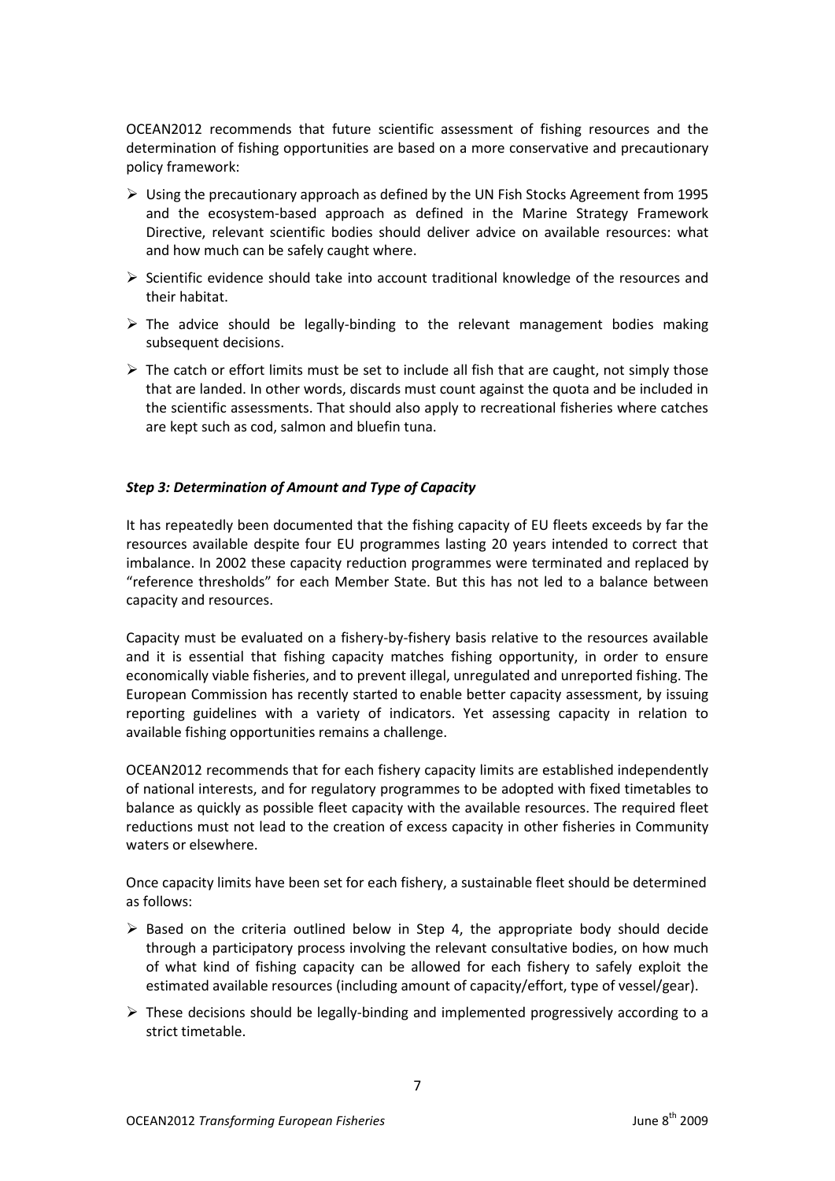OCEAN2012 recommends that future scientific assessment of fishing resources and the determination of fishing opportunities are based on a more conservative and precautionary policy framework:

- Using the precautionary approach as defined by the UN Fish Stocks Agreement from 1995 and the ecosystem-based approach as defined in the Marine Strategy Framework Directive, relevant scientific bodies should deliver advice on available resources: what and how much can be safely caught where.
- Scientific evidence should take into account traditional knowledge of the resources and their habitat.
- The advice should be legally-binding to the relevant management bodies making subsequent decisions.
- The catch or effort limits must be set to include all fish that are caught, not simply those that are landed. In other words, discards must count against the quota and be included in the scientific assessments. That should also apply to recreational fisheries where catches are kept such as cod, salmon and bluefin tuna.

### *Step 3: Determination of Amount and Type of Capacity*

It has repeatedly been documented that the fishing capacity of EU fleets exceeds by far the resources available despite four EU programmes lasting 20 years intended to correct that imbalance. In 2002 these capacity reduction programmes were terminated and replaced by "reference thresholds" for each Member State. But this has not led to a balance between capacity and resources.

Capacity must be evaluated on a fishery-by-fishery basis relative to the resources available and it is essential that fishing capacity matches fishing opportunity, in order to ensure economically viable fisheries, and to prevent illegal, unregulated and unreported fishing. The European Commission has recently started to enable better capacity assessment, by issuing reporting guidelines with a variety of indicators. Yet assessing capacity in relation to available fishing opportunities remains a challenge.

OCEAN2012 recommends that for each fishery capacity limits are established independently of national interests, and for regulatory programmes to be adopted with fixed timetables to balance as quickly as possible fleet capacity with the available resources. The required fleet reductions must not lead to the creation of excess capacity in other fisheries in Community waters or elsewhere.

Once capacity limits have been set for each fishery, a sustainable fleet should be determined as follows:

- Based on the criteria outlined below in Step 4, the appropriate body should decide through a participatory process involving the relevant consultative bodies, on how much of what kind of fishing capacity can be allowed for each fishery to safely exploit the estimated available resources (including amount of capacity/effort, type of vessel/gear).
- These decisions should be legally-binding and implemented progressively according to a strict timetable.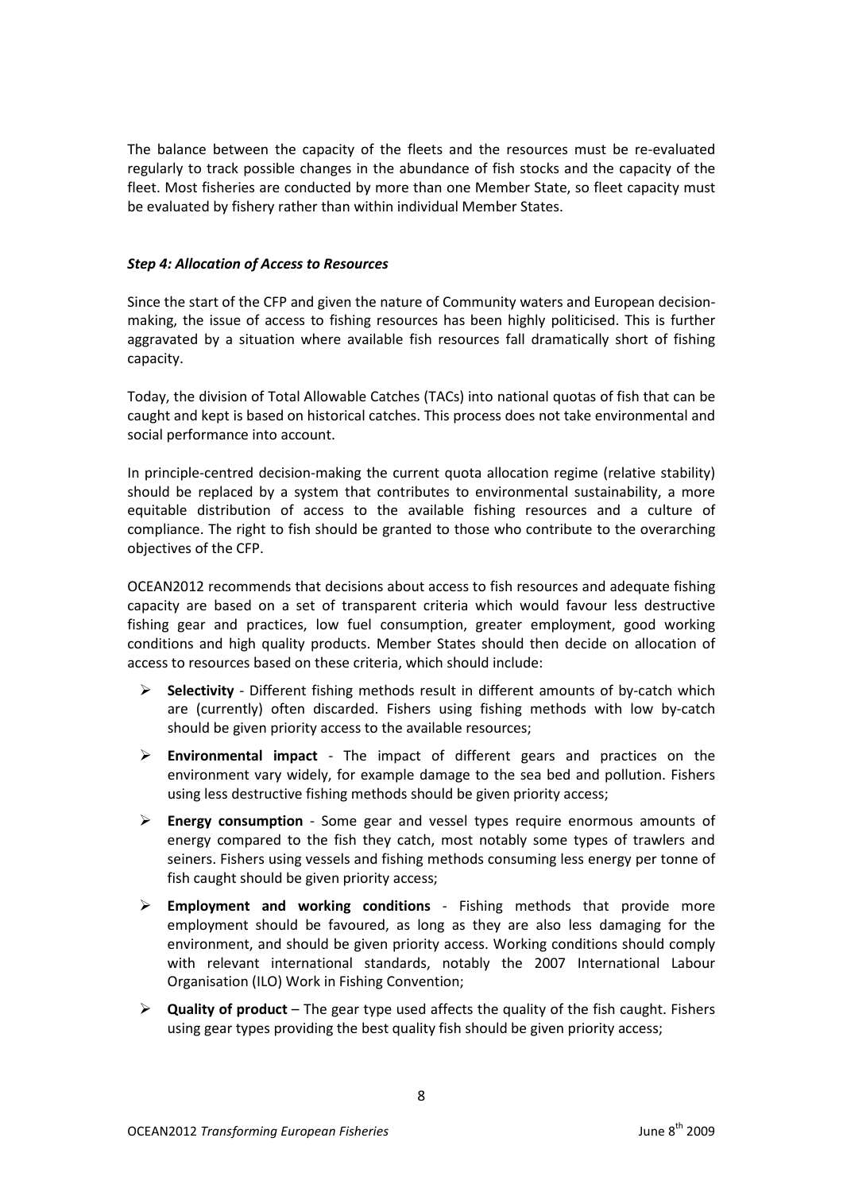The balance between the capacity of the fleets and the resources must be re-evaluated regularly to track possible changes in the abundance of fish stocks and the capacity of the fleet. Most fisheries are conducted by more than one Member State, so fleet capacity must be evaluated by fishery rather than within individual Member States.

### ***Step 4: Allocation of Access to Resources***

Since the start of the CFP and given the nature of Community waters and European decision-making, the issue of access to fishing resources has been highly politicised. This is further aggravated by a situation where available fish resources fall dramatically short of fishing capacity.

Today, the division of Total Allowable Catches (TACs) into national quotas of fish that can be caught and kept is based on historical catches. This process does not take environmental and social performance into account.

In principle-centred decision-making the current quota allocation regime (relative stability) should be replaced by a system that contributes to environmental sustainability, a more equitable distribution of access to the available fishing resources and a culture of compliance. The right to fish should be granted to those who contribute to the overarching objectives of the CFP.

OCEAN2012 recommends that decisions about access to fish resources and adequate fishing capacity are based on a set of transparent criteria which would favour less destructive fishing gear and practices, low fuel consumption, greater employment, good working conditions and high quality products. Member States should then decide on allocation of access to resources based on these criteria, which should include:

- **Selectivity** - Different fishing methods result in different amounts of by-catch which are (currently) often discarded. Fishers using fishing methods with low by-catch should be given priority access to the available resources;
- **Environmental impact** - The impact of different gears and practices on the environment vary widely, for example damage to the sea bed and pollution. Fishers using less destructive fishing methods should be given priority access;
- **Energy consumption** - Some gear and vessel types require enormous amounts of energy compared to the fish they catch, most notably some types of trawlers and seiners. Fishers using vessels and fishing methods consuming less energy per tonne of fish caught should be given priority access;
- **Employment and working conditions** - Fishing methods that provide more employment should be favoured, as long as they are also less damaging for the environment, and should be given priority access. Working conditions should comply with relevant international standards, notably the 2007 International Labour Organisation (ILO) Work in Fishing Convention;
- **Quality of product** – The gear type used affects the quality of the fish caught. Fishers using gear types providing the best quality fish should be given priority access;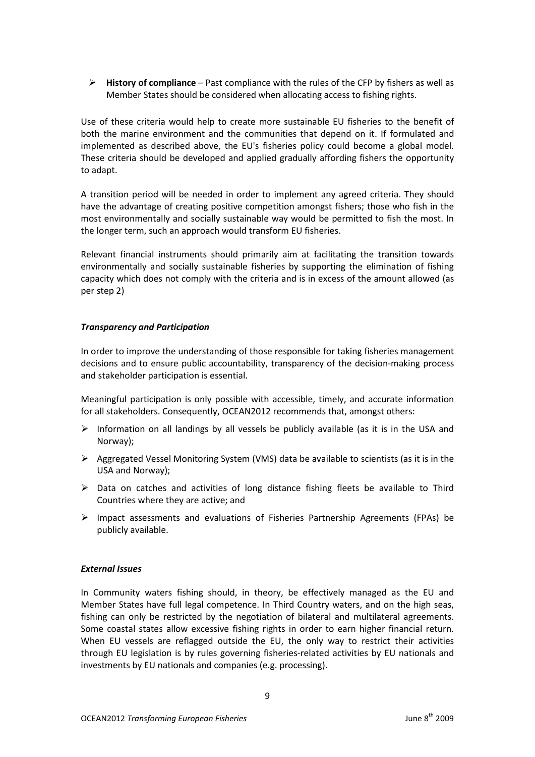- **History of compliance** – Past compliance with the rules of the CFP by fishers as well as Member States should be considered when allocating access to fishing rights.

Use of these criteria would help to create more sustainable EU fisheries to the benefit of both the marine environment and the communities that depend on it. If formulated and implemented as described above, the EU's fisheries policy could become a global model. These criteria should be developed and applied gradually affording fishers the opportunity to adapt.

A transition period will be needed in order to implement any agreed criteria. They should have the advantage of creating positive competition amongst fishers; those who fish in the most environmentally and socially sustainable way would be permitted to fish the most. In the longer term, such an approach would transform EU fisheries.

Relevant financial instruments should primarily aim at facilitating the transition towards environmentally and socially sustainable fisheries by supporting the elimination of fishing capacity which does not comply with the criteria and is in excess of the amount allowed (as per step 2)

***Transparency and Participation***

In order to improve the understanding of those responsible for taking fisheries management decisions and to ensure public accountability, transparency of the decision-making process and stakeholder participation is essential.

Meaningful participation is only possible with accessible, timely, and accurate information for all stakeholders. Consequently, OCEAN2012 recommends that, amongst others:

- Information on all landings by all vessels be publicly available (as it is in the USA and Norway);
- Aggregated Vessel Monitoring System (VMS) data be available to scientists (as it is in the USA and Norway);
- Data on catches and activities of long distance fishing fleets be available to Third Countries where they are active; and
- Impact assessments and evaluations of Fisheries Partnership Agreements (FPAs) be publicly available.

***External Issues***

In Community waters fishing should, in theory, be effectively managed as the EU and Member States have full legal competence. In Third Country waters, and on the high seas, fishing can only be restricted by the negotiation of bilateral and multilateral agreements. Some coastal states allow excessive fishing rights in order to earn higher financial return. When EU vessels are reflagged outside the EU, the only way to restrict their activities through EU legislation is by rules governing fisheries-related activities by EU nationals and investments by EU nationals and companies (e.g. processing).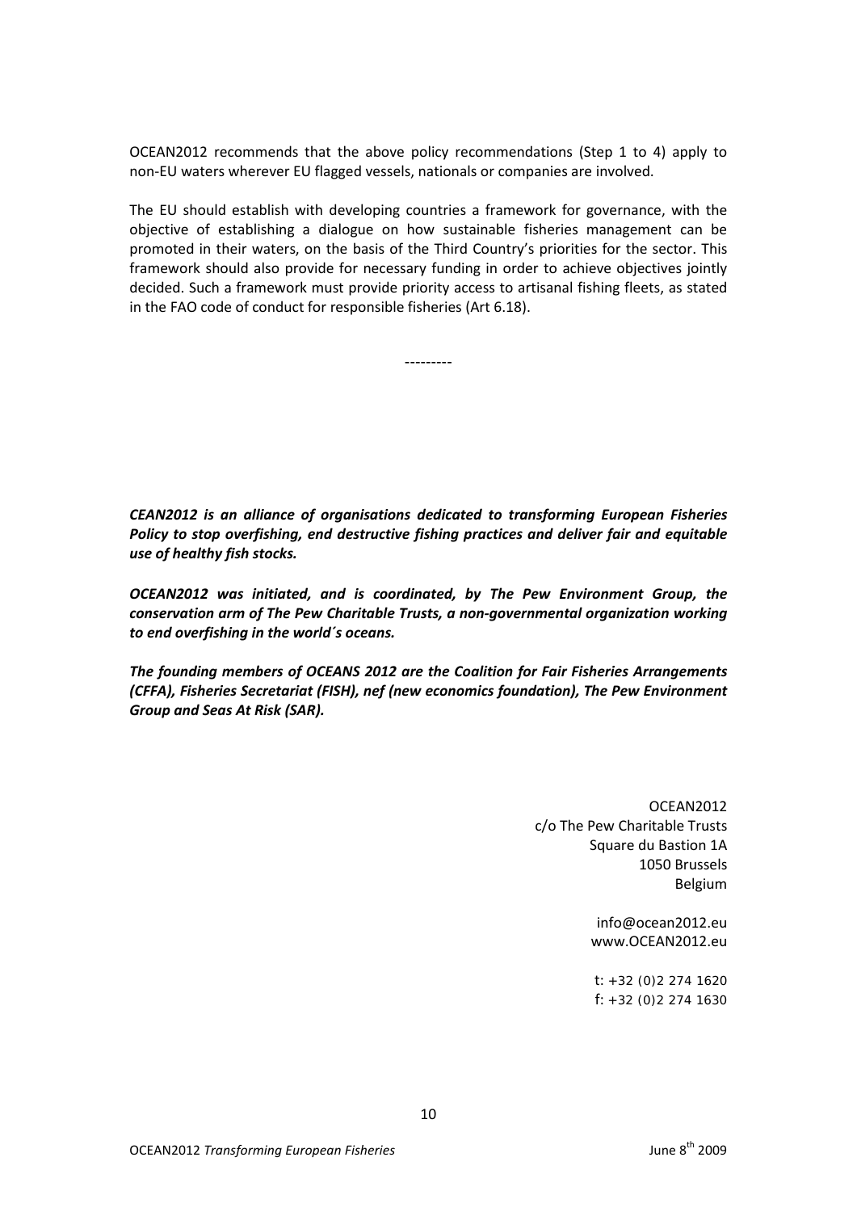OCEAN2012 recommends that the above policy recommendations (Step 1 to 4) apply to non-EU waters wherever EU flagged vessels, nationals or companies are involved.

The EU should establish with developing countries a framework for governance, with the objective of establishing a dialogue on how sustainable fisheries management can be promoted in their waters, on the basis of the Third Country's priorities for the sector. This framework should also provide for necessary funding in order to achieve objectives jointly decided. Such a framework must provide priority access to artisanal fishing fleets, as stated in the FAO code of conduct for responsible fisheries (Art 6.18).

---------

***CEAN2012 is an alliance of organisations dedicated to transforming European Fisheries Policy to stop overfishing, end destructive fishing practices and deliver fair and equitable use of healthy fish stocks.***

***OCEAN2012 was initiated, and is coordinated, by The Pew Environment Group, the conservation arm of The Pew Charitable Trusts, a non-governmental organization working to end overfishing in the world´s oceans.***

***The founding members of OCEANS 2012 are the Coalition for Fair Fisheries Arrangements (CFFA), Fisheries Secretariat (FISH), nef (new economics foundation), The Pew Environment Group and Seas At Risk (SAR).***

OCEAN2012
c/o The Pew Charitable Trusts
Square du Bastion 1A
1050 Brussels
Belgium

info@ocean2012.eu
www.OCEAN2012.eu

t: +32 (0)2 274 1620
f: +32 (0)2 274 1630